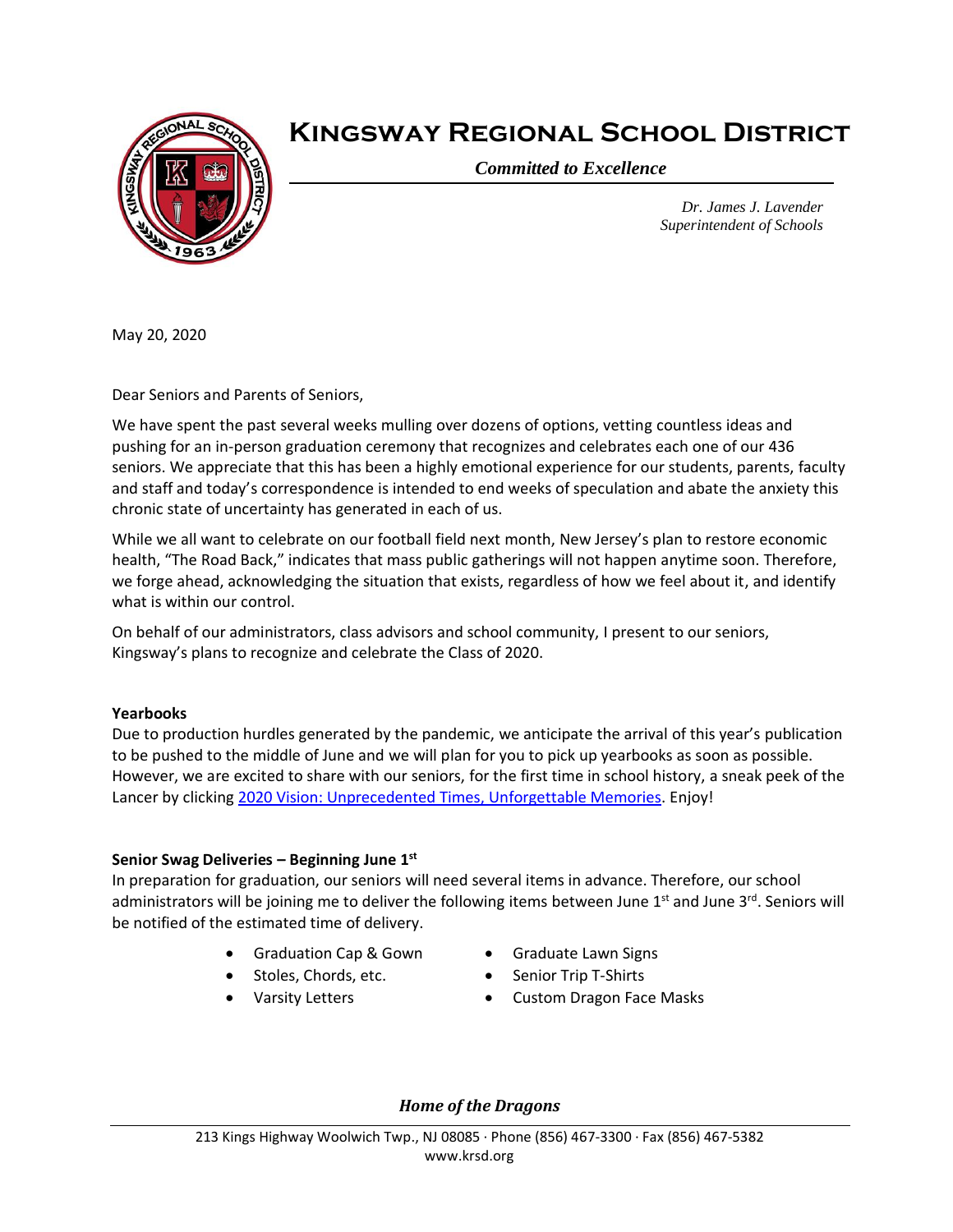# Kingsway Regional School District

*Committed to Excellence*

*Dr. James J. Lavender*
*Superintendent of Schools*

May 20, 2020

Dear Seniors and Parents of Seniors,

We have spent the past several weeks mulling over dozens of options, vetting countless ideas and pushing for an in-person graduation ceremony that recognizes and celebrates each one of our 436 seniors. We appreciate that this has been a highly emotional experience for our students, parents, faculty and staff and today's correspondence is intended to end weeks of speculation and abate the anxiety this chronic state of uncertainty has generated in each of us.

While we all want to celebrate on our football field next month, New Jersey's plan to restore economic health, "The Road Back," indicates that mass public gatherings will not happen anytime soon. Therefore, we forge ahead, acknowledging the situation that exists, regardless of how we feel about it, and identify what is within our control.

On behalf of our administrators, class advisors and school community, I present to our seniors, Kingsway's plans to recognize and celebrate the Class of 2020.

**Yearbooks**
Due to production hurdles generated by the pandemic, we anticipate the arrival of this year's publication to be pushed to the middle of June and we will plan for you to pick up yearbooks as soon as possible. However, we are excited to share with our seniors, for the first time in school history, a sneak peek of the Lancer by clicking 2020 Vision: Unprecedented Times, Unforgettable Memories. Enjoy!

**Senior Swag Deliveries – Beginning June 1st**
In preparation for graduation, our seniors will need several items in advance. Therefore, our school administrators will be joining me to deliver the following items between June 1st and June 3rd. Seniors will be notified of the estimated time of delivery.

- Graduation Cap & Gown
- Stoles, Chords, etc.
- Varsity Letters
- Graduate Lawn Signs
- Senior Trip T-Shirts
- Custom Dragon Face Masks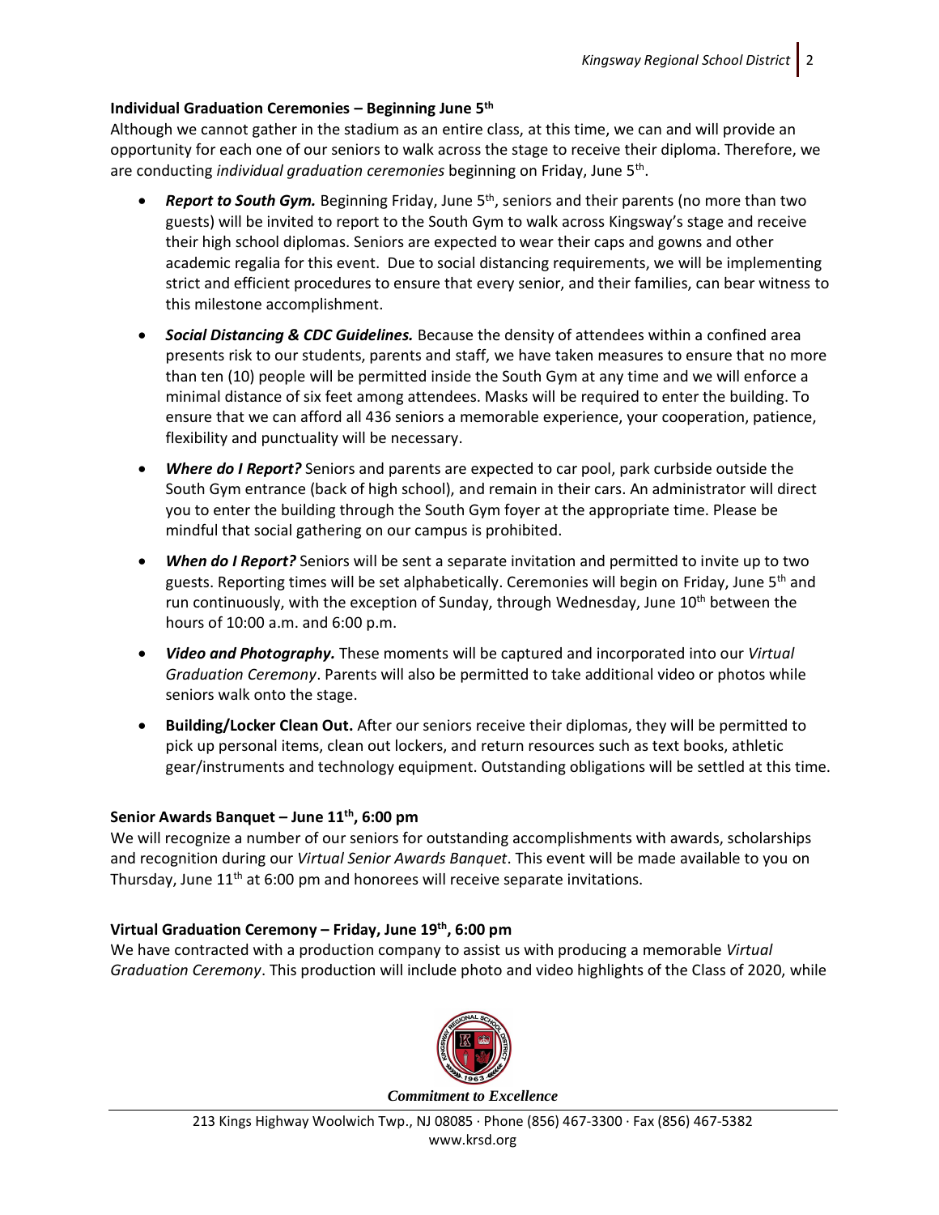**Individual Graduation Ceremonies – Beginning June 5th**

Although we cannot gather in the stadium as an entire class, at this time, we can and will provide an opportunity for each one of our seniors to walk across the stage to receive their diploma. Therefore, we are conducting *individual graduation ceremonies* beginning on Friday, June 5th.

- ***Report to South Gym.*** Beginning Friday, June 5th, seniors and their parents (no more than two guests) will be invited to report to the South Gym to walk across Kingsway's stage and receive their high school diplomas. Seniors are expected to wear their caps and gowns and other academic regalia for this event. Due to social distancing requirements, we will be implementing strict and efficient procedures to ensure that every senior, and their families, can bear witness to this milestone accomplishment.

- ***Social Distancing & CDC Guidelines.*** Because the density of attendees within a confined area presents risk to our students, parents and staff, we have taken measures to ensure that no more than ten (10) people will be permitted inside the South Gym at any time and we will enforce a minimal distance of six feet among attendees. Masks will be required to enter the building. To ensure that we can afford all 436 seniors a memorable experience, your cooperation, patience, flexibility and punctuality will be necessary.

- ***Where do I Report?*** Seniors and parents are expected to car pool, park curbside outside the South Gym entrance (back of high school), and remain in their cars. An administrator will direct you to enter the building through the South Gym foyer at the appropriate time. Please be mindful that social gathering on our campus is prohibited.

- ***When do I Report?*** Seniors will be sent a separate invitation and permitted to invite up to two guests. Reporting times will be set alphabetically. Ceremonies will begin on Friday, June 5th and run continuously, with the exception of Sunday, through Wednesday, June 10th between the hours of 10:00 a.m. and 6:00 p.m.

- ***Video and Photography.*** These moments will be captured and incorporated into our *Virtual Graduation Ceremony*. Parents will also be permitted to take additional video or photos while seniors walk onto the stage.

- **Building/Locker Clean Out.** After our seniors receive their diplomas, they will be permitted to pick up personal items, clean out lockers, and return resources such as text books, athletic gear/instruments and technology equipment. Outstanding obligations will be settled at this time.

**Senior Awards Banquet – June 11th, 6:00 pm**

We will recognize a number of our seniors for outstanding accomplishments with awards, scholarships and recognition during our *Virtual Senior Awards Banquet*. This event will be made available to you on Thursday, June 11th at 6:00 pm and honorees will receive separate invitations.

**Virtual Graduation Ceremony – Friday, June 19th, 6:00 pm**

We have contracted with a production company to assist us with producing a memorable *Virtual Graduation Ceremony*. This production will include photo and video highlights of the Class of 2020, while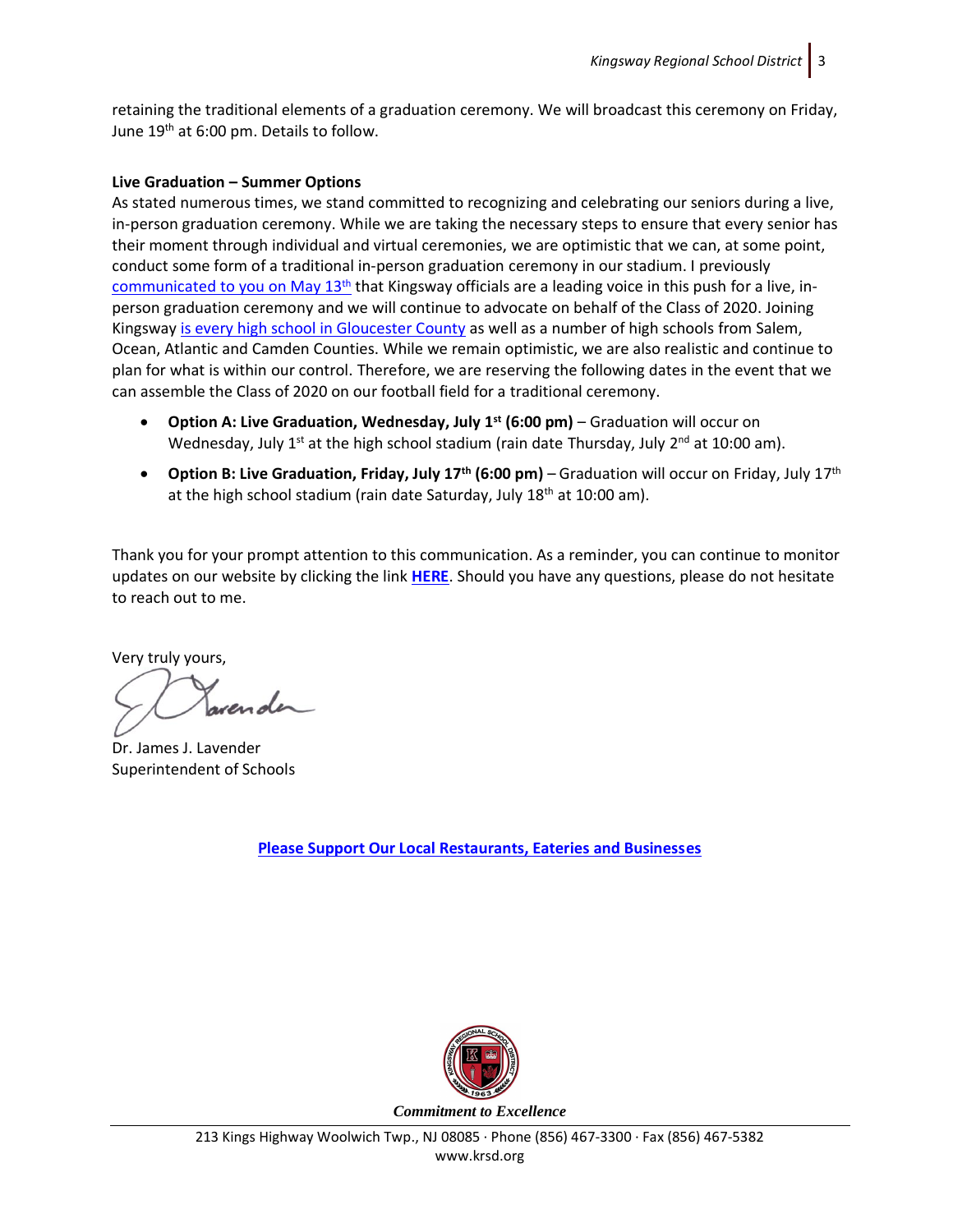retaining the traditional elements of a graduation ceremony. We will broadcast this ceremony on Friday, June 19th at 6:00 pm. Details to follow.

**Live Graduation – Summer Options**

As stated numerous times, we stand committed to recognizing and celebrating our seniors during a live, in-person graduation ceremony. While we are taking the necessary steps to ensure that every senior has their moment through individual and virtual ceremonies, we are optimistic that we can, at some point, conduct some form of a traditional in-person graduation ceremony in our stadium. I previously communicated to you on May 13th that Kingsway officials are a leading voice in this push for a live, in-person graduation ceremony and we will continue to advocate on behalf of the Class of 2020. Joining Kingsway is every high school in Gloucester County as well as a number of high schools from Salem, Ocean, Atlantic and Camden Counties. While we remain optimistic, we are also realistic and continue to plan for what is within our control. Therefore, we are reserving the following dates in the event that we can assemble the Class of 2020 on our football field for a traditional ceremony.

- **Option A: Live Graduation, Wednesday, July 1st (6:00 pm)** – Graduation will occur on Wednesday, July 1st at the high school stadium (rain date Thursday, July 2nd at 10:00 am).
- **Option B: Live Graduation, Friday, July 17th (6:00 pm)** – Graduation will occur on Friday, July 17th at the high school stadium (rain date Saturday, July 18th at 10:00 am).

Thank you for your prompt attention to this communication. As a reminder, you can continue to monitor updates on our website by clicking the link **HERE**. Should you have any questions, please do not hesitate to reach out to me.

Very truly yours,

Dr. James J. Lavender
Superintendent of Schools

**Please Support Our Local Restaurants, Eateries and Businesses**

*Commitment to Excellence*

213 Kings Highway Woolwich Twp., NJ 08085 · Phone (856) 467-3300 · Fax (856) 467-5382
www.krsd.org